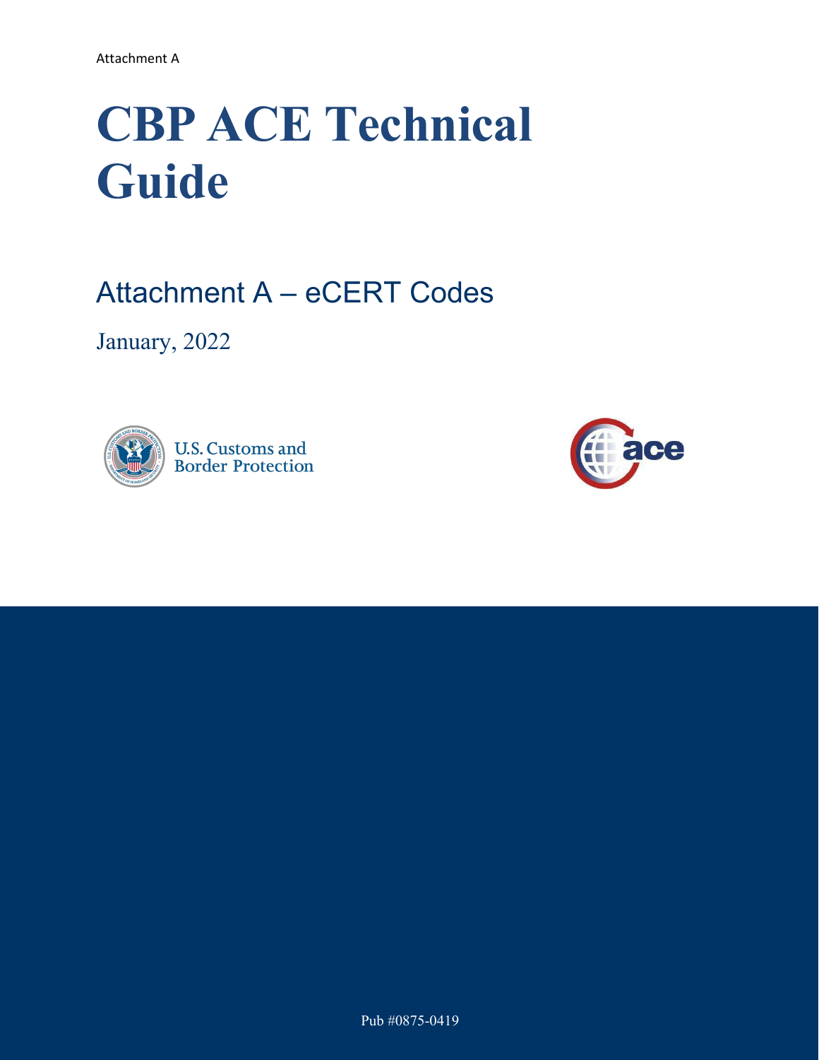Attachment A

# CBP ACE Technical Guide

## Attachment A – eCERT Codes

January, 2022

U.S. Customs and Border Protection

Pub #0875-0419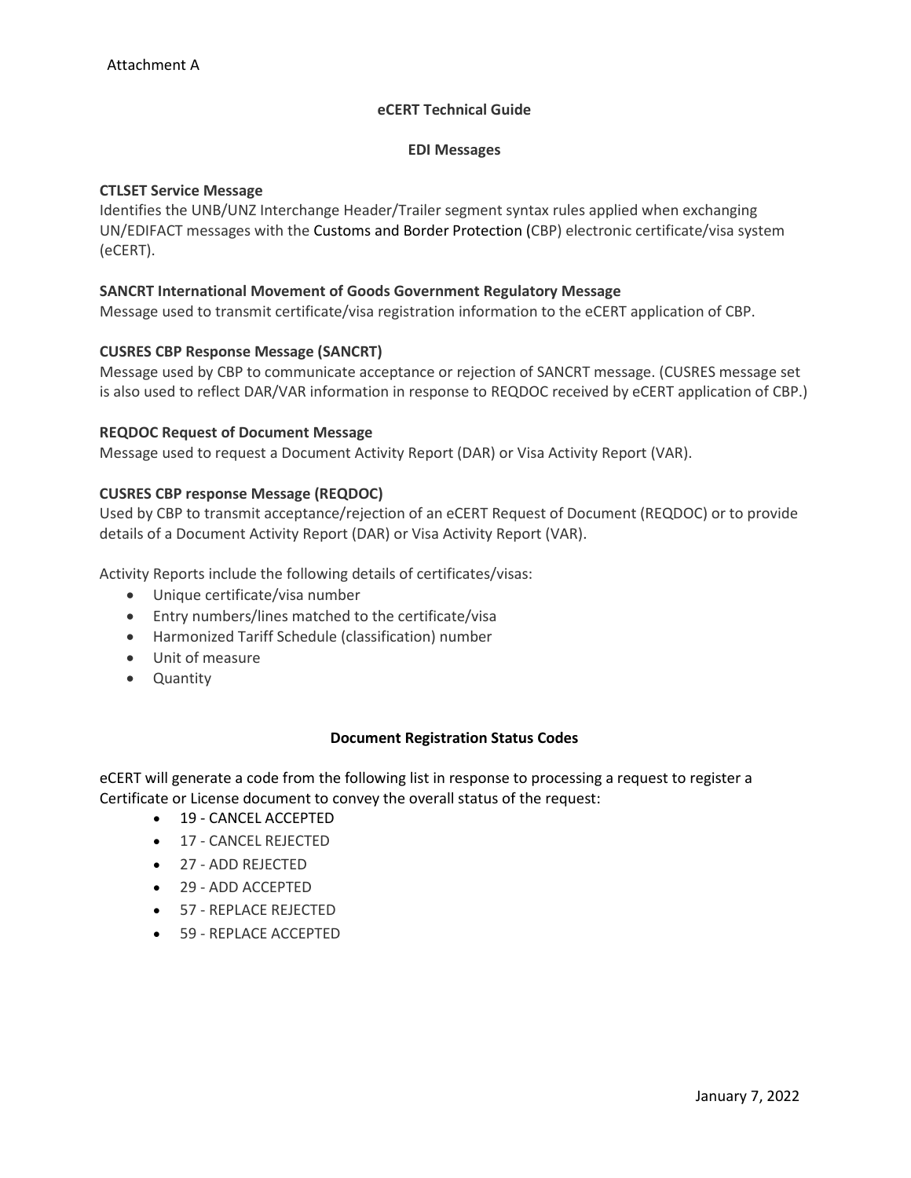Attachment A

## eCERT Technical Guide

### EDI Messages

**CTLSET Service Message**
Identifies the UNB/UNZ Interchange Header/Trailer segment syntax rules applied when exchanging UN/EDIFACT messages with the Customs and Border Protection (CBP) electronic certificate/visa system (eCERT).

**SANCRT International Movement of Goods Government Regulatory Message**
Message used to transmit certificate/visa registration information to the eCERT application of CBP.

**CUSRES CBP Response Message (SANCRT)**
Message used by CBP to communicate acceptance or rejection of SANCRT message. (CUSRES message set is also used to reflect DAR/VAR information in response to REQDOC received by eCERT application of CBP.)

**REQDOC Request of Document Message**
Message used to request a Document Activity Report (DAR) or Visa Activity Report (VAR).

**CUSRES CBP response Message (REQDOC)**
Used by CBP to transmit acceptance/rejection of an eCERT Request of Document (REQDOC) or to provide details of a Document Activity Report (DAR) or Visa Activity Report (VAR).

Activity Reports include the following details of certificates/visas:

- Unique certificate/visa number
- Entry numbers/lines matched to the certificate/visa
- Harmonized Tariff Schedule (classification) number
- Unit of measure
- Quantity

### Document Registration Status Codes

eCERT will generate a code from the following list in response to processing a request to register a Certificate or License document to convey the overall status of the request:

- 19 - CANCEL ACCEPTED
- 17 - CANCEL REJECTED
- 27 - ADD REJECTED
- 29 - ADD ACCEPTED
- 57 - REPLACE REJECTED
- 59 - REPLACE ACCEPTED

January 7, 2022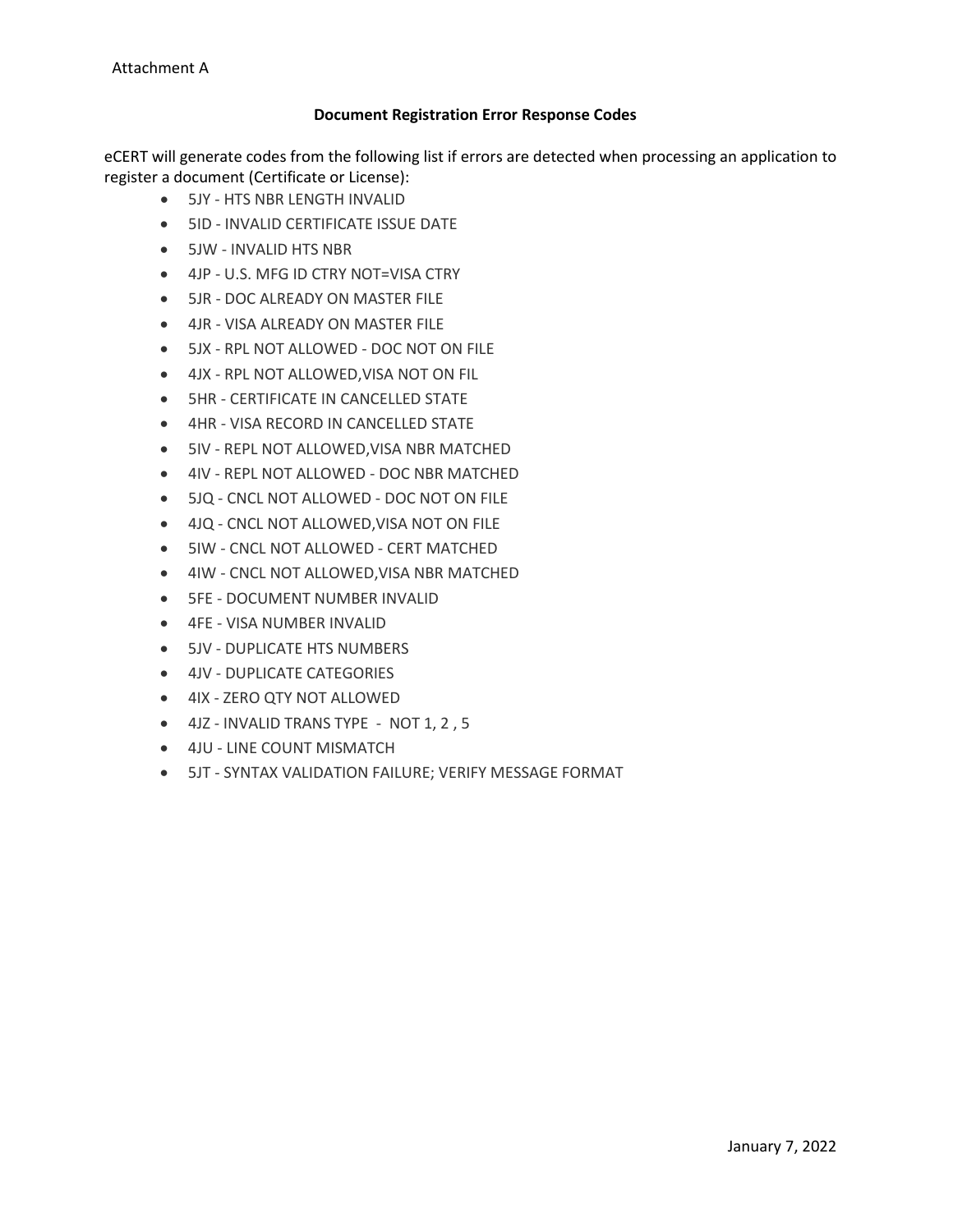Attachment A

**Document Registration Error Response Codes**

eCERT will generate codes from the following list if errors are detected when processing an application to register a document (Certificate or License):

- 5JY - HTS NBR LENGTH INVALID
- 5ID - INVALID CERTIFICATE ISSUE DATE
- 5JW - INVALID HTS NBR
- 4JP - U.S. MFG ID CTRY NOT=VISA CTRY
- 5JR - DOC ALREADY ON MASTER FILE
- 4JR - VISA ALREADY ON MASTER FILE
- 5JX - RPL NOT ALLOWED - DOC NOT ON FILE
- 4JX - RPL NOT ALLOWED,VISA NOT ON FIL
- 5HR - CERTIFICATE IN CANCELLED STATE
- 4HR - VISA RECORD IN CANCELLED STATE
- 5IV - REPL NOT ALLOWED,VISA NBR MATCHED
- 4IV - REPL NOT ALLOWED - DOC NBR MATCHED
- 5JQ - CNCL NOT ALLOWED - DOC NOT ON FILE
- 4JQ - CNCL NOT ALLOWED,VISA NOT ON FILE
- 5IW - CNCL NOT ALLOWED - CERT MATCHED
- 4IW - CNCL NOT ALLOWED,VISA NBR MATCHED
- 5FE - DOCUMENT NUMBER INVALID
- 4FE - VISA NUMBER INVALID
- 5JV - DUPLICATE HTS NUMBERS
- 4JV - DUPLICATE CATEGORIES
- 4IX - ZERO QTY NOT ALLOWED
- 4JZ - INVALID TRANS TYPE - NOT 1, 2 , 5
- 4JU - LINE COUNT MISMATCH
- 5JT - SYNTAX VALIDATION FAILURE; VERIFY MESSAGE FORMAT

January 7, 2022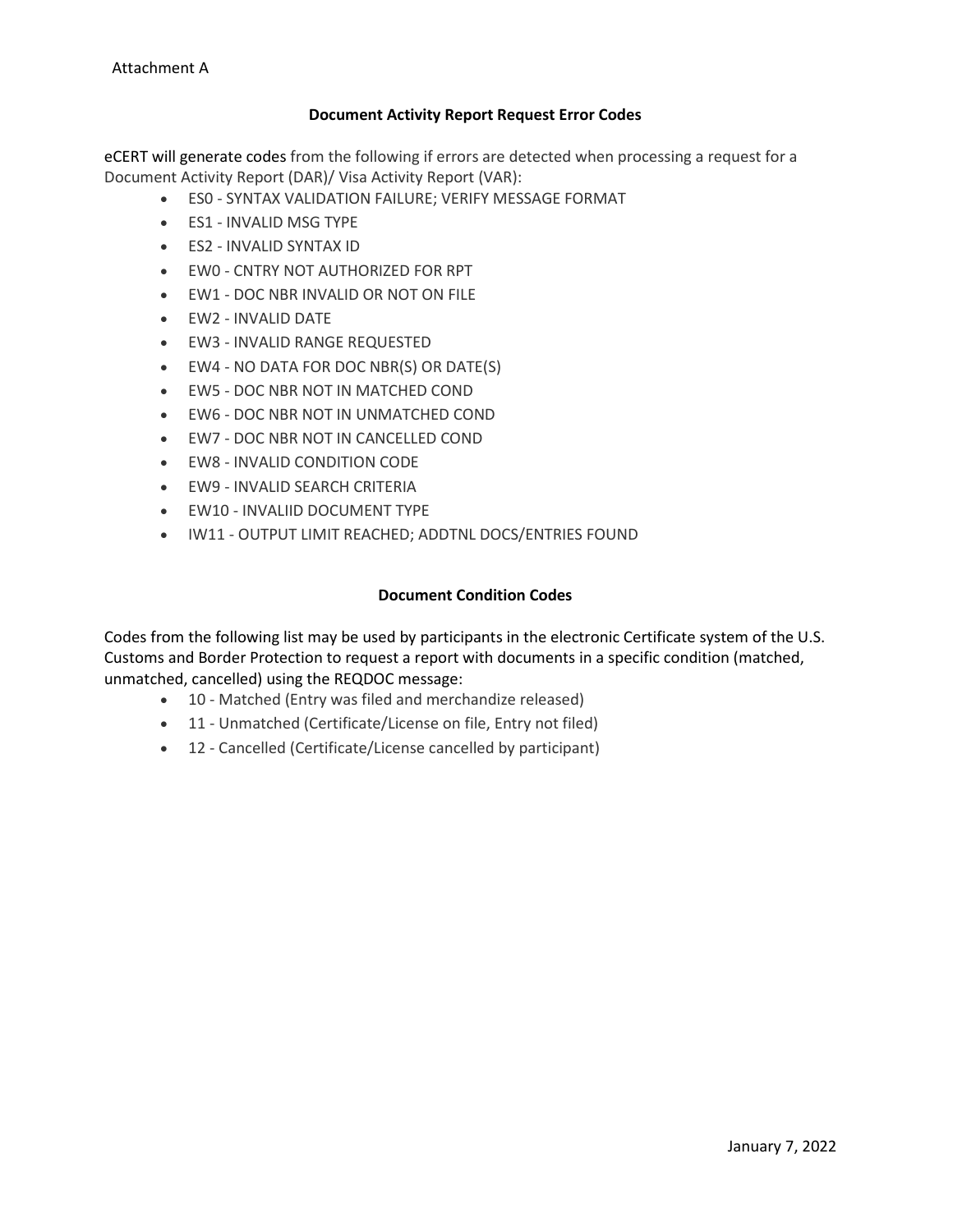Attachment A

## Document Activity Report Request Error Codes

eCERT will generate codes from the following if errors are detected when processing a request for a Document Activity Report (DAR)/ Visa Activity Report (VAR):

- ES0 - SYNTAX VALIDATION FAILURE; VERIFY MESSAGE FORMAT
- ES1 - INVALID MSG TYPE
- ES2 - INVALID SYNTAX ID
- EW0 - CNTRY NOT AUTHORIZED FOR RPT
- EW1 - DOC NBR INVALID OR NOT ON FILE
- EW2 - INVALID DATE
- EW3 - INVALID RANGE REQUESTED
- EW4 - NO DATA FOR DOC NBR(S) OR DATE(S)
- EW5 - DOC NBR NOT IN MATCHED COND
- EW6 - DOC NBR NOT IN UNMATCHED COND
- EW7 - DOC NBR NOT IN CANCELLED COND
- EW8 - INVALID CONDITION CODE
- EW9 - INVALID SEARCH CRITERIA
- EW10 - INVALIID DOCUMENT TYPE
- IW11 - OUTPUT LIMIT REACHED; ADDTNL DOCS/ENTRIES FOUND

## Document Condition Codes

Codes from the following list may be used by participants in the electronic Certificate system of the U.S. Customs and Border Protection to request a report with documents in a specific condition (matched, unmatched, cancelled) using the REQDOC message:

- 10 - Matched (Entry was filed and merchandize released)
- 11 - Unmatched (Certificate/License on file, Entry not filed)
- 12 - Cancelled (Certificate/License cancelled by participant)

January 7, 2022